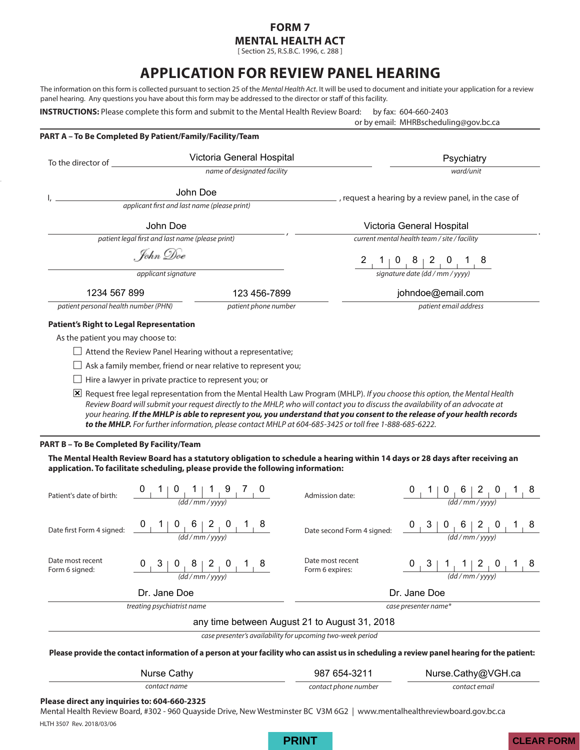# FORM 7
# MENTAL HEALTH ACT

[ Section 25, R.S.B.C. 1996, c. 288 ]

## APPLICATION FOR REVIEW PANEL HEARING

The information on this form is collected pursuant to section 25 of the *Mental Health Act*. It will be used to document and initiate your application for a review panel hearing. Any questions you have about this form may be addressed to the director or staff of this facility.

**INSTRUCTIONS:** Please complete this form and submit to the Mental Health Review Board: by fax: 604-660-2403 or by email: MHRBscheduling@gov.bc.ca

### PART A – To Be Completed By Patient/Family/Facility/Team

To the director of Victoria General Hospital (*name of designated facility*) Psychiatry (*ward/unit*)

I, John Doe (*applicant first and last name (please print)*), request a hearing by a review panel, in the case of

John Doe (*patient legal first and last name (please print)*), Victoria General Hospital (*current mental health team / site / facility*).

John Doe (*applicant signature*) 2 1 0 8 2 0 1 8 (*signature date (dd / mm / yyyy)*)

1234 567 899 (*patient personal health number (PHN)*) 123 456-7899 (*patient phone number*) johndoe@email.com (*patient email address*)

**Patient's Right to Legal Representation**

As the patient you may choose to:

- ☐ Attend the Review Panel Hearing without a representative;
- ☐ Ask a family member, friend or near relative to represent you;
- ☐ Hire a lawyer in private practice to represent you; or
- ☒ Request free legal representation from the Mental Health Law Program (MHLP). *If you choose this option, the Mental Health Review Board will submit your request directly to the MHLP, who will contact you to discuss the availability of an advocate at your hearing.* ***If the MHLP is able to represent you, you understand that you consent to the release of your health records to the MHLP.*** *For further information, please contact MHLP at 604-685-3425 or toll free 1-888-685-6222.*

### PART B – To Be Completed By Facility/Team

**The Mental Health Review Board has a statutory obligation to schedule a hearing within 14 days or 28 days after receiving an application. To facilitate scheduling, please provide the following information:**

| | | | |
|---|---|---|---|
| Patient's date of birth: | 0 1 0 1 1 9 7 0 (*dd / mm / yyyy*) | Admission date: | 0 1 0 6 2 0 1 8 (*dd / mm / yyyy*) |
| Date first Form 4 signed: | 0 1 0 6 2 0 1 8 (*dd / mm / yyyy*) | Date second Form 4 signed: | 0 3 0 6 2 0 1 8 (*dd / mm / yyyy*) |
| Date most recent Form 6 signed: | 0 3 0 8 2 0 1 8 (*dd / mm / yyyy*) | Date most recent Form 6 expires: | 0 3 1 1 2 0 1 8 (*dd / mm / yyyy*) |

Dr. Jane Doe (*treating psychiatrist name*) Dr. Jane Doe (*case presenter name**)

any time between August 21 to August 31, 2018 (*case presenter's availability for upcoming two-week period*)

**Please provide the contact information of a person at your facility who can assist us in scheduling a review panel hearing for the patient:**

Nurse Cathy (*contact name*) 987 654-3211 (*contact phone number*) Nurse.Cathy@VGH.ca (*contact email*)

**Please direct any inquiries to: 604-660-2325**

Mental Health Review Board, #302 - 960 Quayside Drive, New Westminster BC V3M 6G2 | www.mentalhealthreviewboard.gov.bc.ca

HLTH 3507 Rev. 2018/03/06

PRINT CLEAR FORM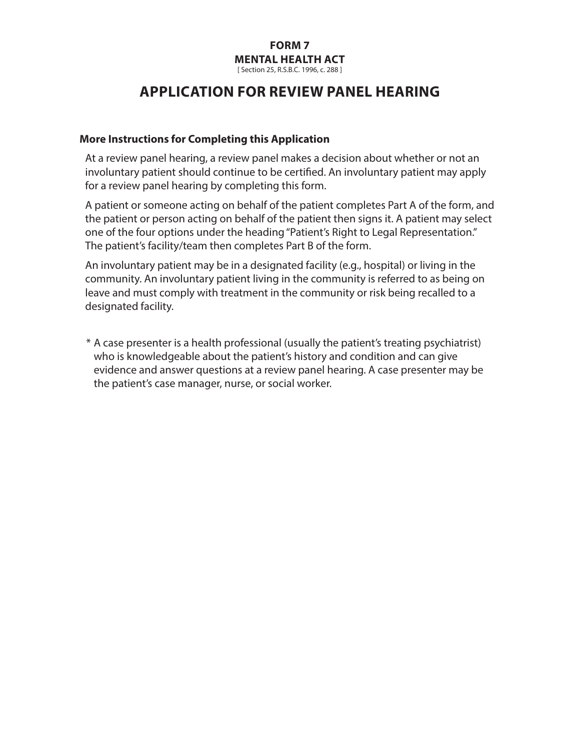**FORM 7**
**MENTAL HEALTH ACT**
[ Section 25, R.S.B.C. 1996, c. 288 ]

# APPLICATION FOR REVIEW PANEL HEARING

### More Instructions for Completing this Application

At a review panel hearing, a review panel makes a decision about whether or not an involuntary patient should continue to be certified. An involuntary patient may apply for a review panel hearing by completing this form.

A patient or someone acting on behalf of the patient completes Part A of the form, and the patient or person acting on behalf of the patient then signs it. A patient may select one of the four options under the heading "Patient's Right to Legal Representation." The patient's facility/team then completes Part B of the form.

An involuntary patient may be in a designated facility (e.g., hospital) or living in the community. An involuntary patient living in the community is referred to as being on leave and must comply with treatment in the community or risk being recalled to a designated facility.

\* A case presenter is a health professional (usually the patient's treating psychiatrist) who is knowledgeable about the patient's history and condition and can give evidence and answer questions at a review panel hearing. A case presenter may be the patient's case manager, nurse, or social worker.